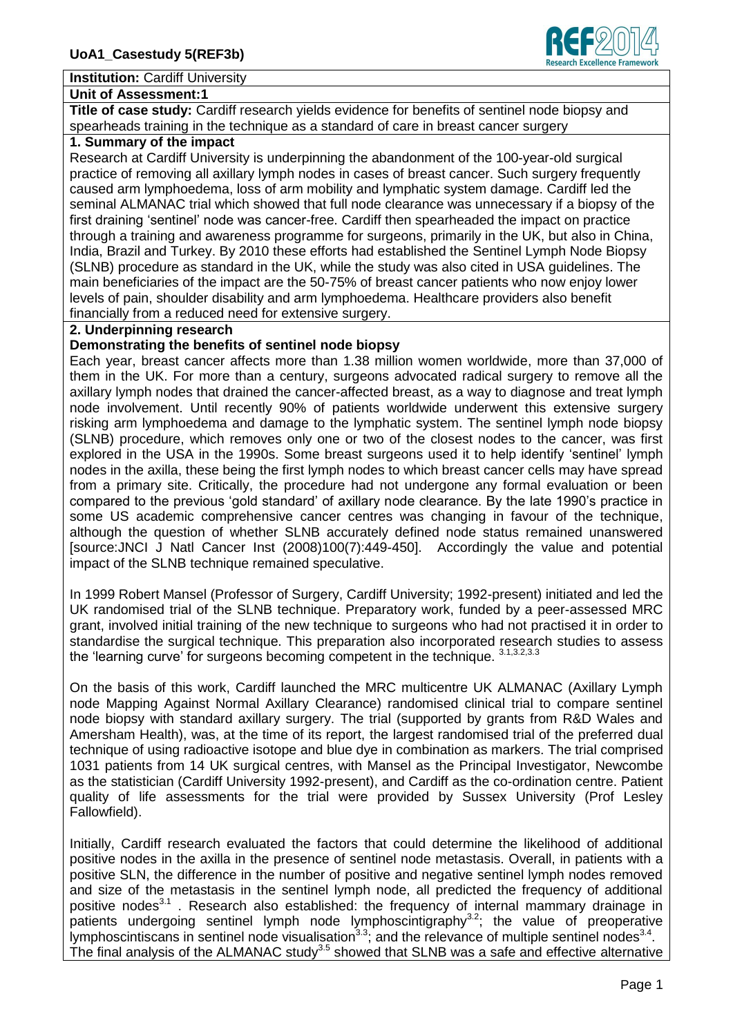**Institution:** Cardiff University

**Unit of Assessment:1**

**Title of case study:** Cardiff research yields evidence for benefits of sentinel node biopsy and spearheads training in the technique as a standard of care in breast cancer surgery

## 1. Summary of the impact

Research at Cardiff University is underpinning the abandonment of the 100-year-old surgical practice of removing all axillary lymph nodes in cases of breast cancer. Such surgery frequently caused arm lymphoedema, loss of arm mobility and lymphatic system damage. Cardiff led the seminal ALMANAC trial which showed that full node clearance was unnecessary if a biopsy of the first draining 'sentinel' node was cancer-free. Cardiff then spearheaded the impact on practice through a training and awareness programme for surgeons, primarily in the UK, but also in China, India, Brazil and Turkey. By 2010 these efforts had established the Sentinel Lymph Node Biopsy (SLNB) procedure as standard in the UK, while the study was also cited in USA guidelines. The main beneficiaries of the impact are the 50-75% of breast cancer patients who now enjoy lower levels of pain, shoulder disability and arm lymphoedema. Healthcare providers also benefit financially from a reduced need for extensive surgery.

## 2. Underpinning research

### Demonstrating the benefits of sentinel node biopsy

Each year, breast cancer affects more than 1.38 million women worldwide, more than 37,000 of them in the UK. For more than a century, surgeons advocated radical surgery to remove all the axillary lymph nodes that drained the cancer-affected breast, as a way to diagnose and treat lymph node involvement. Until recently 90% of patients worldwide underwent this extensive surgery risking arm lymphoedema and damage to the lymphatic system. The sentinel lymph node biopsy (SLNB) procedure, which removes only one or two of the closest nodes to the cancer, was first explored in the USA in the 1990s. Some breast surgeons used it to help identify 'sentinel' lymph nodes in the axilla, these being the first lymph nodes to which breast cancer cells may have spread from a primary site. Critically, the procedure had not undergone any formal evaluation or been compared to the previous 'gold standard' of axillary node clearance. By the late 1990's practice in some US academic comprehensive cancer centres was changing in favour of the technique, although the question of whether SLNB accurately defined node status remained unanswered [source:JNCI J Natl Cancer Inst (2008)100(7):449-450]. Accordingly the value and potential impact of the SLNB technique remained speculative.

In 1999 Robert Mansel (Professor of Surgery, Cardiff University; 1992-present) initiated and led the UK randomised trial of the SLNB technique. Preparatory work, funded by a peer-assessed MRC grant, involved initial training of the new technique to surgeons who had not practised it in order to standardise the surgical technique. This preparation also incorporated research studies to assess the 'learning curve' for surgeons becoming competent in the technique. [3.1,3.2,3.3]

On the basis of this work, Cardiff launched the MRC multicentre UK ALMANAC (Axillary Lymph node Mapping Against Normal Axillary Clearance) randomised clinical trial to compare sentinel node biopsy with standard axillary surgery. The trial (supported by grants from R&D Wales and Amersham Health), was, at the time of its report, the largest randomised trial of the preferred dual technique of using radioactive isotope and blue dye in combination as markers. The trial comprised 1031 patients from 14 UK surgical centres, with Mansel as the Principal Investigator, Newcombe as the statistician (Cardiff University 1992-present), and Cardiff as the co-ordination centre. Patient quality of life assessments for the trial were provided by Sussex University (Prof Lesley Fallowfield).

Initially, Cardiff research evaluated the factors that could determine the likelihood of additional positive nodes in the axilla in the presence of sentinel node metastasis. Overall, in patients with a positive SLN, the difference in the number of positive and negative sentinel lymph nodes removed and size of the metastasis in the sentinel lymph node, all predicted the frequency of additional positive nodes[3.1] . Research also established: the frequency of internal mammary drainage in patients undergoing sentinel lymph node lymphoscintigraphy[3.2]; the value of preoperative lymphoscintiscans in sentinel node visualisation[3.3]; and the relevance of multiple sentinel nodes[3.4]. The final analysis of the ALMANAC study[3.5] showed that SLNB was a safe and effective alternative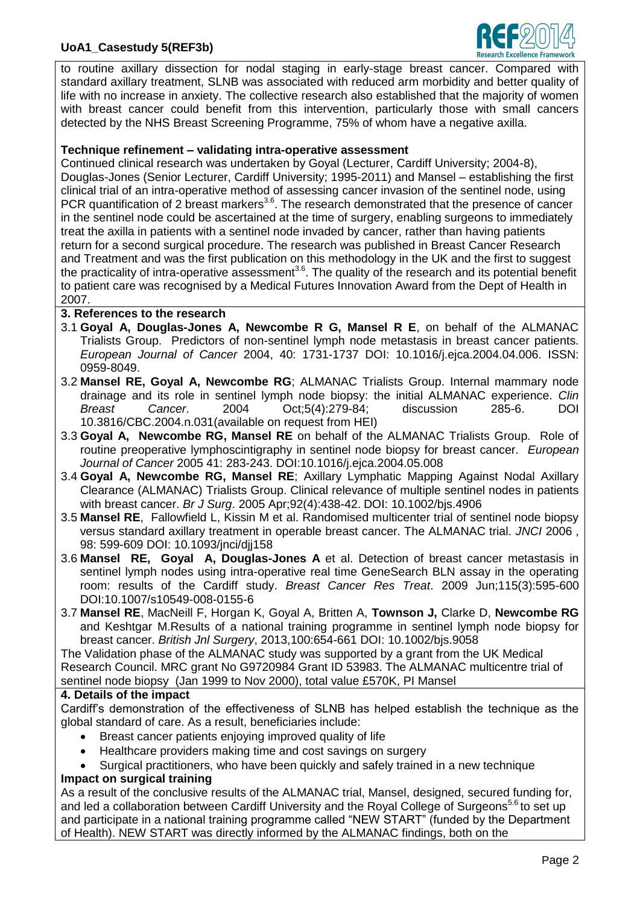to routine axillary dissection for nodal staging in early-stage breast cancer. Compared with standard axillary treatment, SLNB was associated with reduced arm morbidity and better quality of life with no increase in anxiety. The collective research also established that the majority of women with breast cancer could benefit from this intervention, particularly those with small cancers detected by the NHS Breast Screening Programme, 75% of whom have a negative axilla.

**Technique refinement – validating intra-operative assessment**

Continued clinical research was undertaken by Goyal (Lecturer, Cardiff University; 2004-8), Douglas-Jones (Senior Lecturer, Cardiff University; 1995-2011) and Mansel – establishing the first clinical trial of an intra-operative method of assessing cancer invasion of the sentinel node, using PCR quantification of 2 breast markers[3.6]. The research demonstrated that the presence of cancer in the sentinel node could be ascertained at the time of surgery, enabling surgeons to immediately treat the axilla in patients with a sentinel node invaded by cancer, rather than having patients return for a second surgical procedure. The research was published in Breast Cancer Research and Treatment and was the first publication on this methodology in the UK and the first to suggest the practicality of intra-operative assessment[3.6]. The quality of the research and its potential benefit to patient care was recognised by a Medical Futures Innovation Award from the Dept of Health in 2007.

## 3. References to the research

- 3.1 **Goyal A, Douglas-Jones A, Newcombe R G, Mansel R E**, on behalf of the ALMANAC Trialists Group. Predictors of non-sentinel lymph node metastasis in breast cancer patients. *European Journal of Cancer* 2004, 40: 1731-1737 DOI: 10.1016/j.ejca.2004.04.006. ISSN: 0959-8049.
- 3.2 **Mansel RE, Goyal A, Newcombe RG**; ALMANAC Trialists Group. Internal mammary node drainage and its role in sentinel lymph node biopsy: the initial ALMANAC experience. *Clin Breast Cancer*. 2004 Oct;5(4):279-84; discussion 285-6. DOI 10.3816/CBC.2004.n.031(available on request from HEI)
- 3.3 **Goyal A, Newcombe RG, Mansel RE** on behalf of the ALMANAC Trialists Group. Role of routine preoperative lymphoscintigraphy in sentinel node biopsy for breast cancer. *European Journal of Cancer* 2005 41: 283-243. DOI:10.1016/j.ejca.2004.05.008
- 3.4 **Goyal A, Newcombe RG, Mansel RE**; Axillary Lymphatic Mapping Against Nodal Axillary Clearance (ALMANAC) Trialists Group. Clinical relevance of multiple sentinel nodes in patients with breast cancer. *Br J Surg*. 2005 Apr;92(4):438-42. DOI: 10.1002/bjs.4906
- 3.5 **Mansel RE**, Fallowfield L, Kissin M et al. Randomised multicenter trial of sentinel node biopsy versus standard axillary treatment in operable breast cancer. The ALMANAC trial. *JNCI* 2006 , 98: 599-609 DOI: 10.1093/jnci/djj158
- 3.6 **Mansel RE, Goyal A, Douglas-Jones A** et al. Detection of breast cancer metastasis in sentinel lymph nodes using intra-operative real time GeneSearch BLN assay in the operating room: results of the Cardiff study. *Breast Cancer Res Treat*. 2009 Jun;115(3):595-600 DOI:10.1007/s10549-008-0155-6
- 3.7 **Mansel RE**, MacNeill F, Horgan K, Goyal A, Britten A, **Townson J,** Clarke D, **Newcombe RG** and Keshtgar M.Results of a national training programme in sentinel lymph node biopsy for breast cancer. *British Jnl Surgery*, 2013,100:654-661 DOI: 10.1002/bjs.9058

The Validation phase of the ALMANAC study was supported by a grant from the UK Medical Research Council. MRC grant No G9720984 Grant ID 53983. The ALMANAC multicentre trial of sentinel node biopsy (Jan 1999 to Nov 2000), total value £570K, PI Mansel

## 4. Details of the impact

Cardiff's demonstration of the effectiveness of SLNB has helped establish the technique as the global standard of care. As a result, beneficiaries include:

- Breast cancer patients enjoying improved quality of life
- Healthcare providers making time and cost savings on surgery
- Surgical practitioners, who have been quickly and safely trained in a new technique

**Impact on surgical training**

As a result of the conclusive results of the ALMANAC trial, Mansel, designed, secured funding for, and led a collaboration between Cardiff University and the Royal College of Surgeons[5.6] to set up and participate in a national training programme called "NEW START" (funded by the Department of Health). NEW START was directly informed by the ALMANAC findings, both on the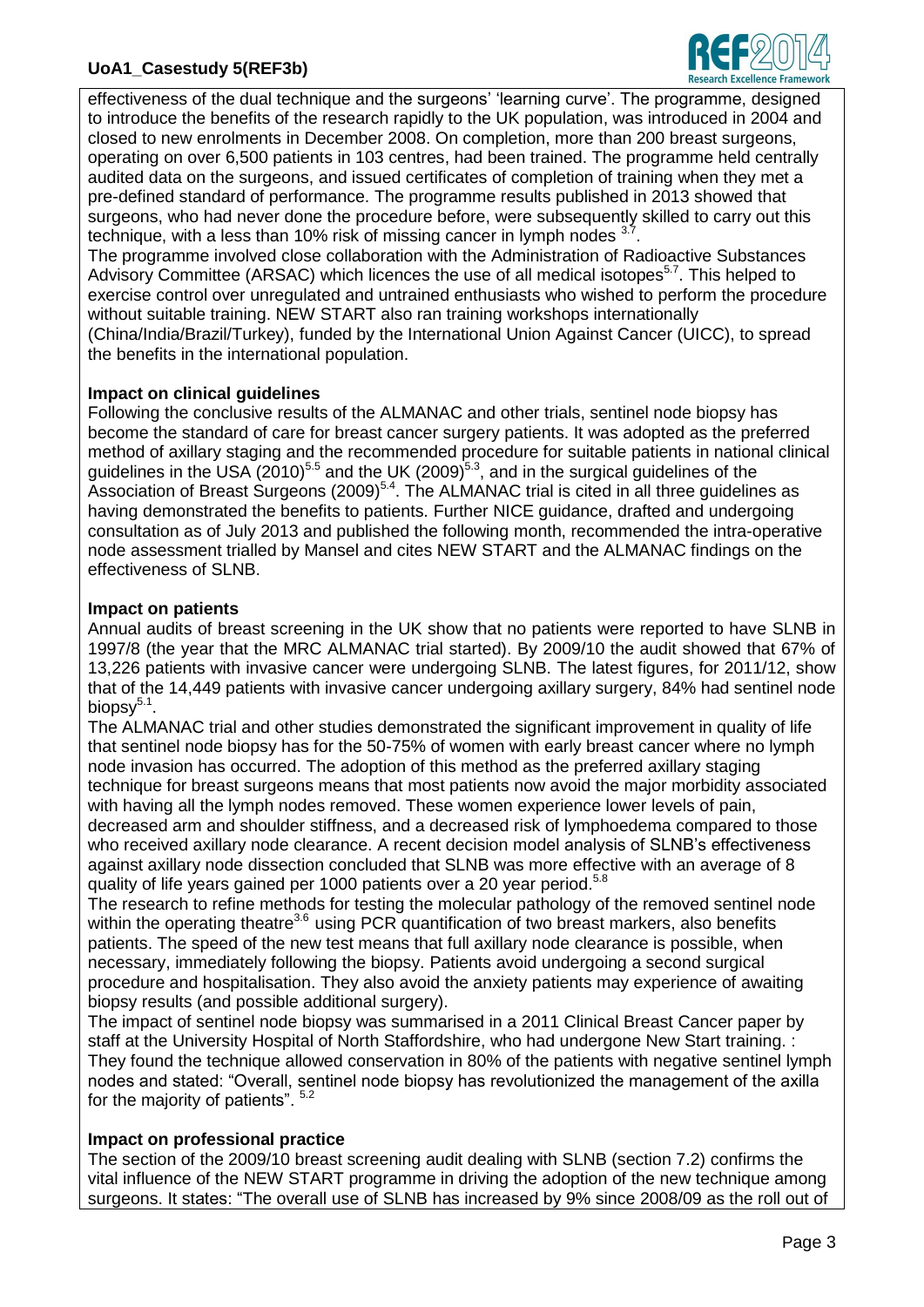effectiveness of the dual technique and the surgeons' 'learning curve'. The programme, designed to introduce the benefits of the research rapidly to the UK population, was introduced in 2004 and closed to new enrolments in December 2008. On completion, more than 200 breast surgeons, operating on over 6,500 patients in 103 centres, had been trained. The programme held centrally audited data on the surgeons, and issued certificates of completion of training when they met a pre-defined standard of performance. The programme results published in 2013 showed that surgeons, who had never done the procedure before, were subsequently skilled to carry out this technique, with a less than 10% risk of missing cancer in lymph nodes [3.7].

The programme involved close collaboration with the Administration of Radioactive Substances Advisory Committee (ARSAC) which licences the use of all medical isotopes[5.7]. This helped to exercise control over unregulated and untrained enthusiasts who wished to perform the procedure without suitable training. NEW START also ran training workshops internationally (China/India/Brazil/Turkey), funded by the International Union Against Cancer (UICC), to spread the benefits in the international population.

**Impact on clinical guidelines**

Following the conclusive results of the ALMANAC and other trials, sentinel node biopsy has become the standard of care for breast cancer surgery patients. It was adopted as the preferred method of axillary staging and the recommended procedure for suitable patients in national clinical guidelines in the USA (2010)[5.5] and the UK (2009)[5.3], and in the surgical guidelines of the Association of Breast Surgeons (2009)[5.4]. The ALMANAC trial is cited in all three guidelines as having demonstrated the benefits to patients. Further NICE guidance, drafted and undergoing consultation as of July 2013 and published the following month, recommended the intra-operative node assessment trialled by Mansel and cites NEW START and the ALMANAC findings on the effectiveness of SLNB.

**Impact on patients**

Annual audits of breast screening in the UK show that no patients were reported to have SLNB in 1997/8 (the year that the MRC ALMANAC trial started). By 2009/10 the audit showed that 67% of 13,226 patients with invasive cancer were undergoing SLNB. The latest figures, for 2011/12, show that of the 14,449 patients with invasive cancer undergoing axillary surgery, 84% had sentinel node biopsy[5.1].

The ALMANAC trial and other studies demonstrated the significant improvement in quality of life that sentinel node biopsy has for the 50-75% of women with early breast cancer where no lymph node invasion has occurred. The adoption of this method as the preferred axillary staging technique for breast surgeons means that most patients now avoid the major morbidity associated with having all the lymph nodes removed. These women experience lower levels of pain, decreased arm and shoulder stiffness, and a decreased risk of lymphoedema compared to those who received axillary node clearance. A recent decision model analysis of SLNB's effectiveness against axillary node dissection concluded that SLNB was more effective with an average of 8 quality of life years gained per 1000 patients over a 20 year period.[5.8]

The research to refine methods for testing the molecular pathology of the removed sentinel node within the operating theatre[3.6] using PCR quantification of two breast markers, also benefits patients. The speed of the new test means that full axillary node clearance is possible, when necessary, immediately following the biopsy. Patients avoid undergoing a second surgical procedure and hospitalisation. They also avoid the anxiety patients may experience of awaiting biopsy results (and possible additional surgery).

The impact of sentinel node biopsy was summarised in a 2011 Clinical Breast Cancer paper by staff at the University Hospital of North Staffordshire, who had undergone New Start training. : They found the technique allowed conservation in 80% of the patients with negative sentinel lymph nodes and stated: "Overall, sentinel node biopsy has revolutionized the management of the axilla for the majority of patients". [5.2]

**Impact on professional practice**

The section of the 2009/10 breast screening audit dealing with SLNB (section 7.2) confirms the vital influence of the NEW START programme in driving the adoption of the new technique among surgeons. It states: "The overall use of SLNB has increased by 9% since 2008/09 as the roll out of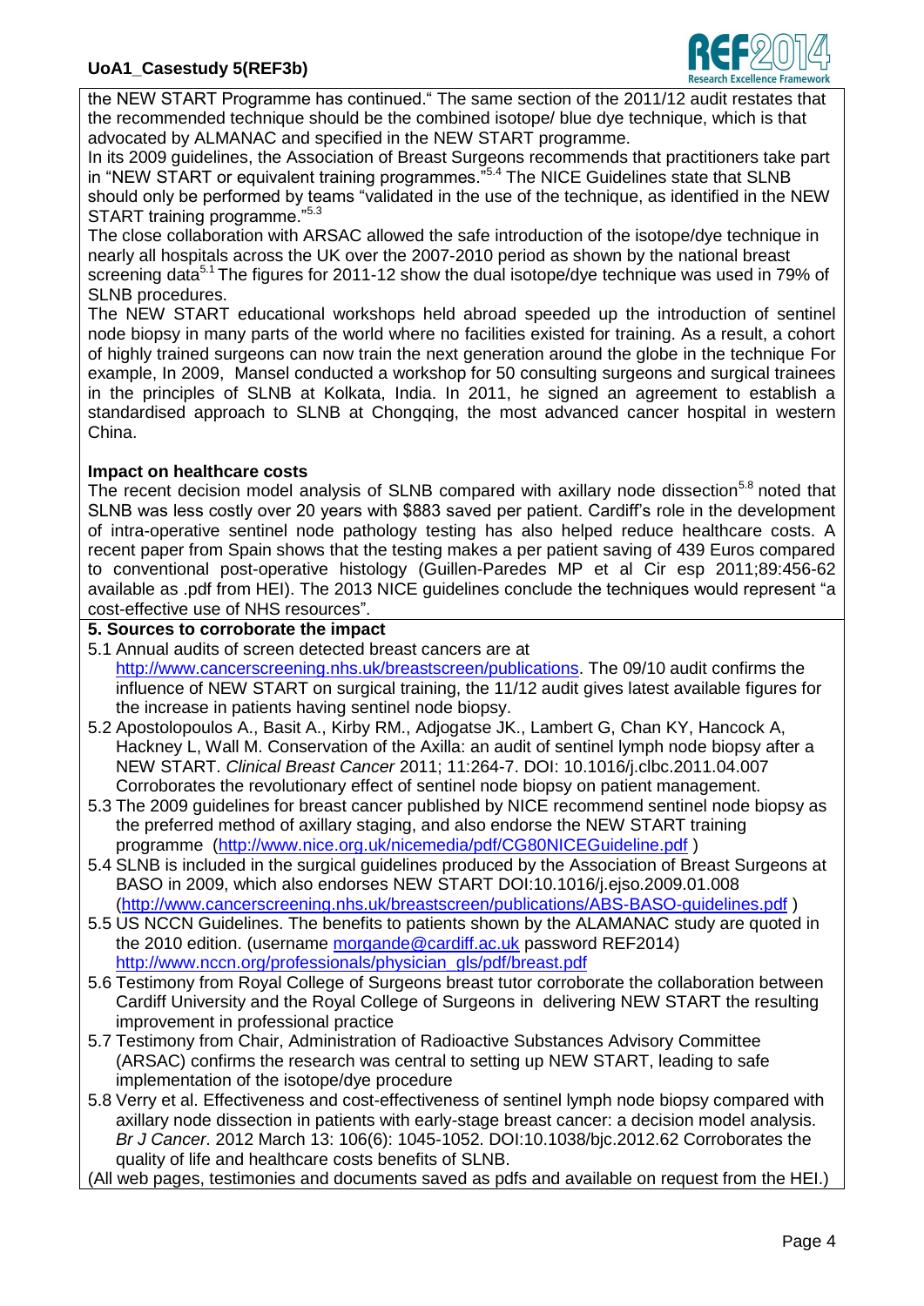the NEW START Programme has continued." The same section of the 2011/12 audit restates that the recommended technique should be the combined isotope/ blue dye technique, which is that advocated by ALMANAC and specified in the NEW START programme.

In its 2009 guidelines, the Association of Breast Surgeons recommends that practitioners take part in "NEW START or equivalent training programmes."[5.4] The NICE Guidelines state that SLNB should only be performed by teams "validated in the use of the technique, as identified in the NEW START training programme."[5.3]

The close collaboration with ARSAC allowed the safe introduction of the isotope/dye technique in nearly all hospitals across the UK over the 2007-2010 period as shown by the national breast screening data[5.1] The figures for 2011-12 show the dual isotope/dye technique was used in 79% of SLNB procedures.

The NEW START educational workshops held abroad speeded up the introduction of sentinel node biopsy in many parts of the world where no facilities existed for training. As a result, a cohort of highly trained surgeons can now train the next generation around the globe in the technique For example, In 2009, Mansel conducted a workshop for 50 consulting surgeons and surgical trainees in the principles of SLNB at Kolkata, India. In 2011, he signed an agreement to establish a standardised approach to SLNB at Chongqing, the most advanced cancer hospital in western China.

**Impact on healthcare costs**

The recent decision model analysis of SLNB compared with axillary node dissection[5.8] noted that SLNB was less costly over 20 years with $883 saved per patient. Cardiff's role in the development of intra-operative sentinel node pathology testing has also helped reduce healthcare costs. A recent paper from Spain shows that the testing makes a per patient saving of 439 Euros compared to conventional post-operative histology (Guillen-Paredes MP et al Cir esp 2011;89:456-62 available as .pdf from HEI). The 2013 NICE guidelines conclude the techniques would represent "a cost-effective use of NHS resources".

**5. Sources to corroborate the impact**

5.1 Annual audits of screen detected breast cancers are at http://www.cancerscreening.nhs.uk/breastscreen/publications. The 09/10 audit confirms the influence of NEW START on surgical training, the 11/12 audit gives latest available figures for the increase in patients having sentinel node biopsy.

5.2 Apostolopoulos A., Basit A., Kirby RM., Adjogatse JK., Lambert G, Chan KY, Hancock A, Hackney L, Wall M. Conservation of the Axilla: an audit of sentinel lymph node biopsy after a NEW START. *Clinical Breast Cancer* 2011; 11:264-7. DOI: 10.1016/j.clbc.2011.04.007 Corroborates the revolutionary effect of sentinel node biopsy on patient management.

5.3 The 2009 guidelines for breast cancer published by NICE recommend sentinel node biopsy as the preferred method of axillary staging, and also endorse the NEW START training programme (http://www.nice.org.uk/nicemedia/pdf/CG80NICEGuideline.pdf )

5.4 SLNB is included in the surgical guidelines produced by the Association of Breast Surgeons at BASO in 2009, which also endorses NEW START DOI:10.1016/j.ejso.2009.01.008 (http://www.cancerscreening.nhs.uk/breastscreen/publications/ABS-BASO-guidelines.pdf )

5.5 US NCCN Guidelines. The benefits to patients shown by the ALAMANAC study are quoted in the 2010 edition. (username morgande@cardiff.ac.uk password REF2014) http://www.nccn.org/professionals/physician_gls/pdf/breast.pdf

5.6 Testimony from Royal College of Surgeons breast tutor corroborate the collaboration between Cardiff University and the Royal College of Surgeons in delivering NEW START the resulting improvement in professional practice

5.7 Testimony from Chair, Administration of Radioactive Substances Advisory Committee (ARSAC) confirms the research was central to setting up NEW START, leading to safe implementation of the isotope/dye procedure

5.8 Verry et al. Effectiveness and cost-effectiveness of sentinel lymph node biopsy compared with axillary node dissection in patients with early-stage breast cancer: a decision model analysis. *Br J Cancer*. 2012 March 13: 106(6): 1045-1052. DOI:10.1038/bjc.2012.62 Corroborates the quality of life and healthcare costs benefits of SLNB.

(All web pages, testimonies and documents saved as pdfs and available on request from the HEI.)